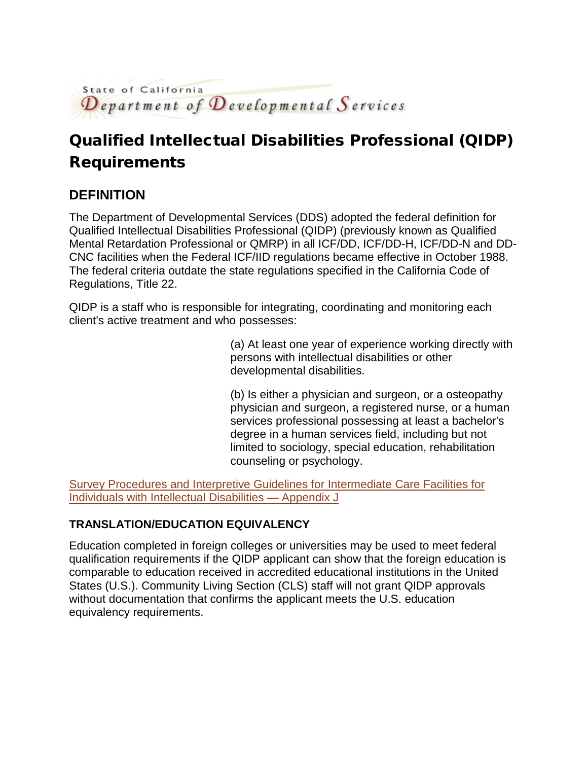State of California
Department of Developmental Services

# Qualified Intellectual Disabilities Professional (QIDP) Requirements

## DEFINITION

The Department of Developmental Services (DDS) adopted the federal definition for Qualified Intellectual Disabilities Professional (QIDP) (previously known as Qualified Mental Retardation Professional or QMRP) in all ICF/DD, ICF/DD-H, ICF/DD-N and DD-CNC facilities when the Federal ICF/IID regulations became effective in October 1988. The federal criteria outdate the state regulations specified in the California Code of Regulations, Title 22.

QIDP is a staff who is responsible for integrating, coordinating and monitoring each client's active treatment and who possesses:

(a) At least one year of experience working directly with persons with intellectual disabilities or other developmental disabilities.

(b) Is either a physician and surgeon, or a osteopathy physician and surgeon, a registered nurse, or a human services professional possessing at least a bachelor's degree in a human services field, including but not limited to sociology, special education, rehabilitation counseling or psychology.

Survey Procedures and Interpretive Guidelines for Intermediate Care Facilities for Individuals with Intellectual Disabilities — Appendix J

### TRANSLATION/EDUCATION EQUIVALENCY

Education completed in foreign colleges or universities may be used to meet federal qualification requirements if the QIDP applicant can show that the foreign education is comparable to education received in accredited educational institutions in the United States (U.S.). Community Living Section (CLS) staff will not grant QIDP approvals without documentation that confirms the applicant meets the U.S. education equivalency requirements.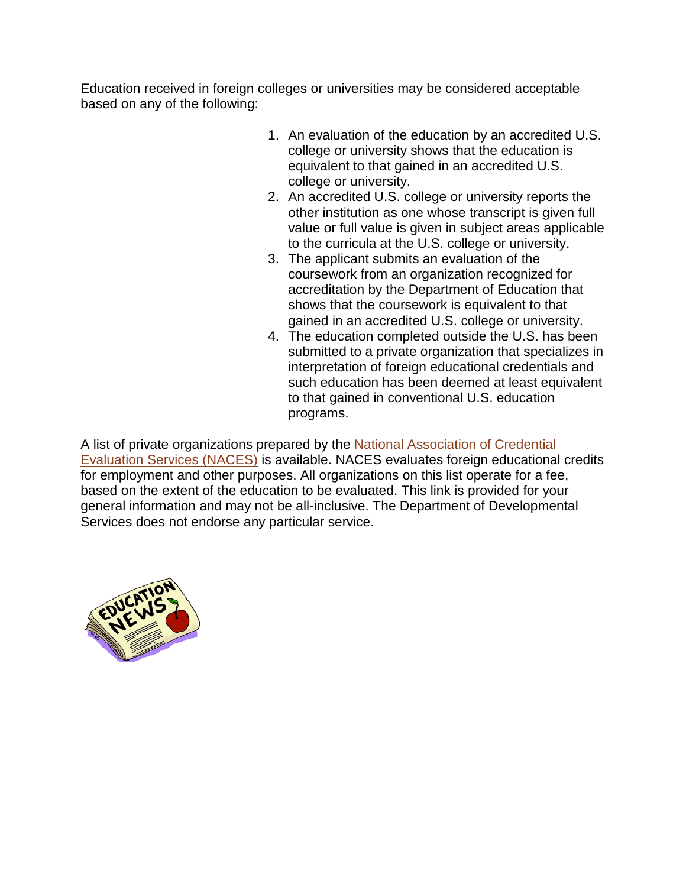Education received in foreign colleges or universities may be considered acceptable based on any of the following:

1. An evaluation of the education by an accredited U.S. college or university shows that the education is equivalent to that gained in an accredited U.S. college or university.
2. An accredited U.S. college or university reports the other institution as one whose transcript is given full value or full value is given in subject areas applicable to the curricula at the U.S. college or university.
3. The applicant submits an evaluation of the coursework from an organization recognized for accreditation by the Department of Education that shows that the coursework is equivalent to that gained in an accredited U.S. college or university.
4. The education completed outside the U.S. has been submitted to a private organization that specializes in interpretation of foreign educational credentials and such education has been deemed at least equivalent to that gained in conventional U.S. education programs.

A list of private organizations prepared by the National Association of Credential Evaluation Services (NACES) is available. NACES evaluates foreign educational credits for employment and other purposes. All organizations on this list operate for a fee, based on the extent of the education to be evaluated. This link is provided for your general information and may not be all-inclusive. The Department of Developmental Services does not endorse any particular service.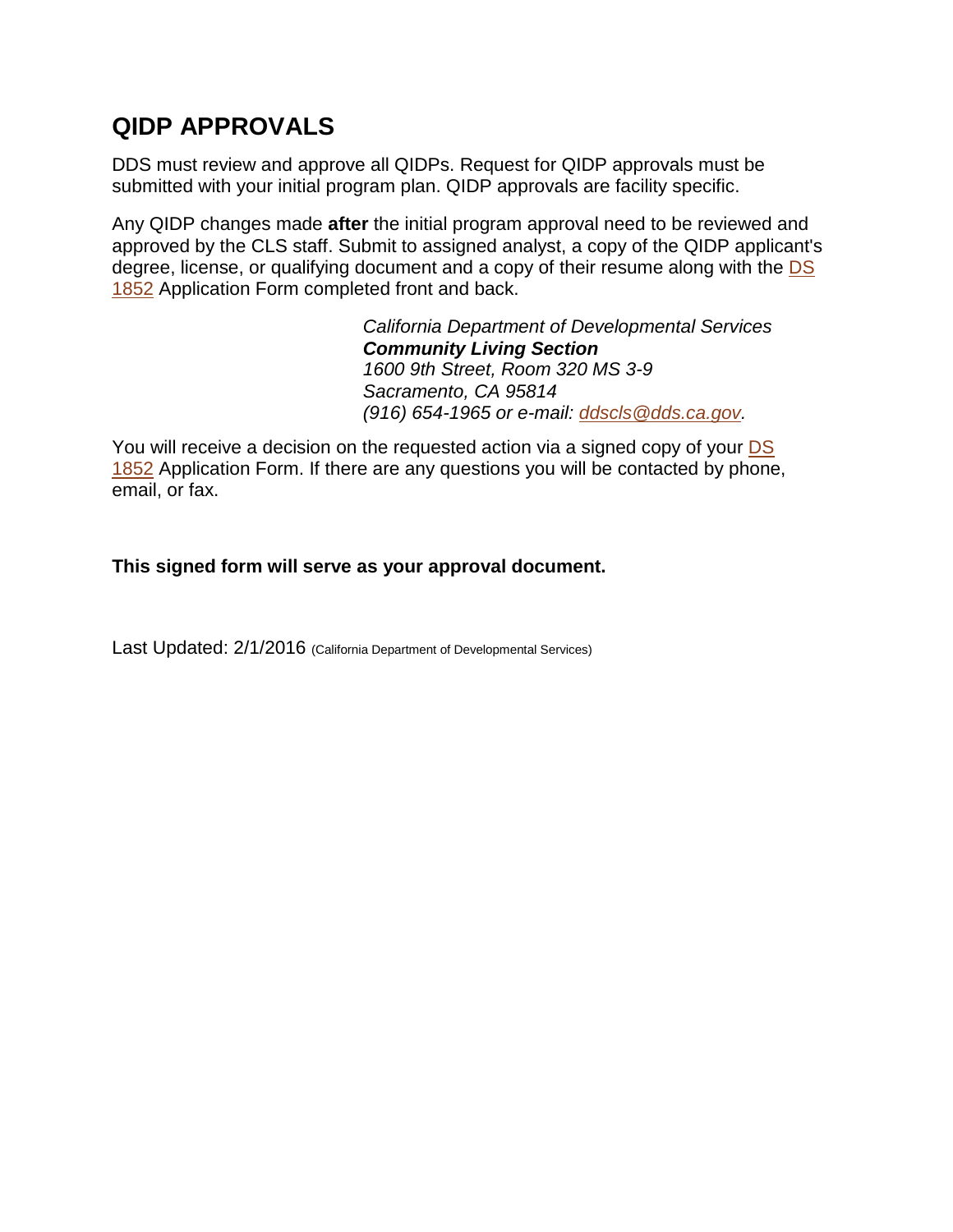# QIDP APPROVALS

DDS must review and approve all QIDPs. Request for QIDP approvals must be submitted with your initial program plan. QIDP approvals are facility specific.

Any QIDP changes made **after** the initial program approval need to be reviewed and approved by the CLS staff. Submit to assigned analyst, a copy of the QIDP applicant's degree, license, or qualifying document and a copy of their resume along with the DS 1852 Application Form completed front and back.

*California Department of Developmental Services*
***Community Living Section***
*1600 9th Street, Room 320 MS 3-9*
*Sacramento, CA 95814*
*(916) 654-1965 or e-mail: ddscls@dds.ca.gov.*

You will receive a decision on the requested action via a signed copy of your DS 1852 Application Form. If there are any questions you will be contacted by phone, email, or fax.

**This signed form will serve as your approval document.**

Last Updated: 2/1/2016 (California Department of Developmental Services)